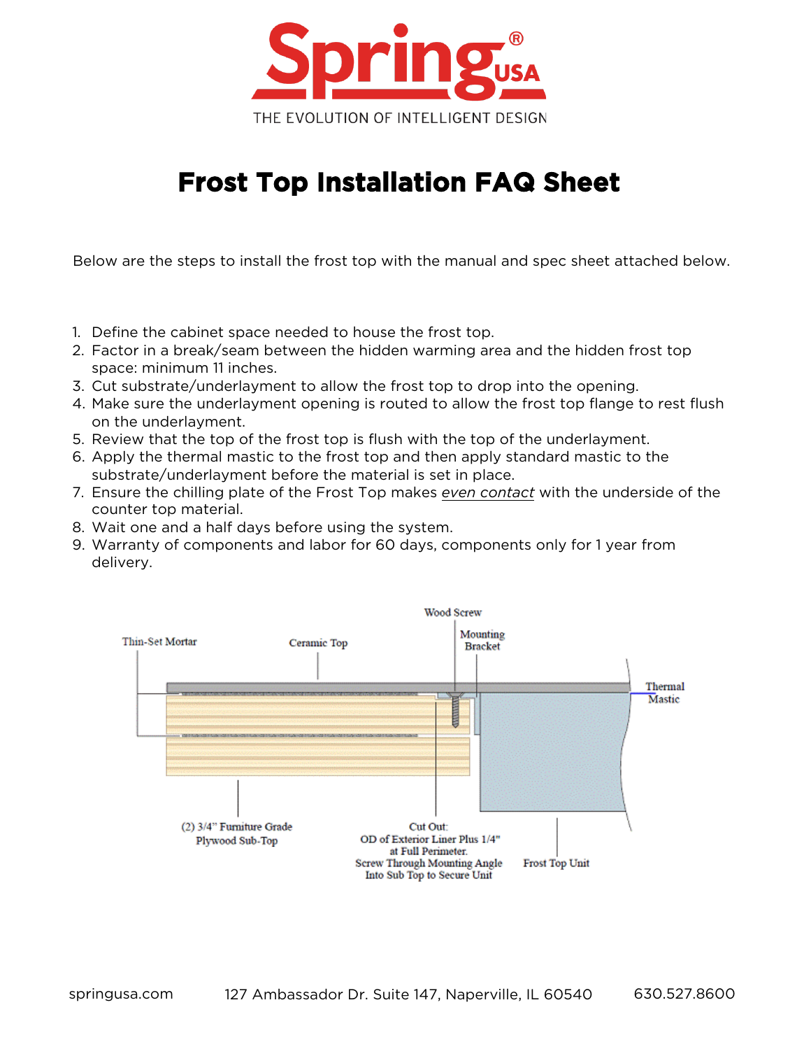# Frost Top Installation FAQ Sheet

Below are the steps to install the frost top with the manual and spec sheet attached below.

1. Define the cabinet space needed to house the frost top.
2. Factor in a break/seam between the hidden warming area and the hidden frost top space: minimum 11 inches.
3. Cut substrate/underlayment to allow the frost top to drop into the opening.
4. Make sure the underlayment opening is routed to allow the frost top flange to rest flush on the underlayment.
5. Review that the top of the frost top is flush with the top of the underlayment.
6. Apply the thermal mastic to the frost top and then apply standard mastic to the substrate/underlayment before the material is set in place.
7. Ensure the chilling plate of the Frost Top makes *even contact* with the underside of the counter top material.
8. Wait one and a half days before using the system.
9. Warranty of components and labor for 60 days, components only for 1 year from delivery.

Wood Screw

Thin-Set Mortar

Ceramic Top

Mounting Bracket

Thermal Mastic

(2) 3/4" Furniture Grade Plywood Sub-Top

Cut Out: OD of Exterior Liner Plus 1/4" at Full Perimeter. Screw Through Mounting Angle Into Sub Top to Secure Unit

Frost Top Unit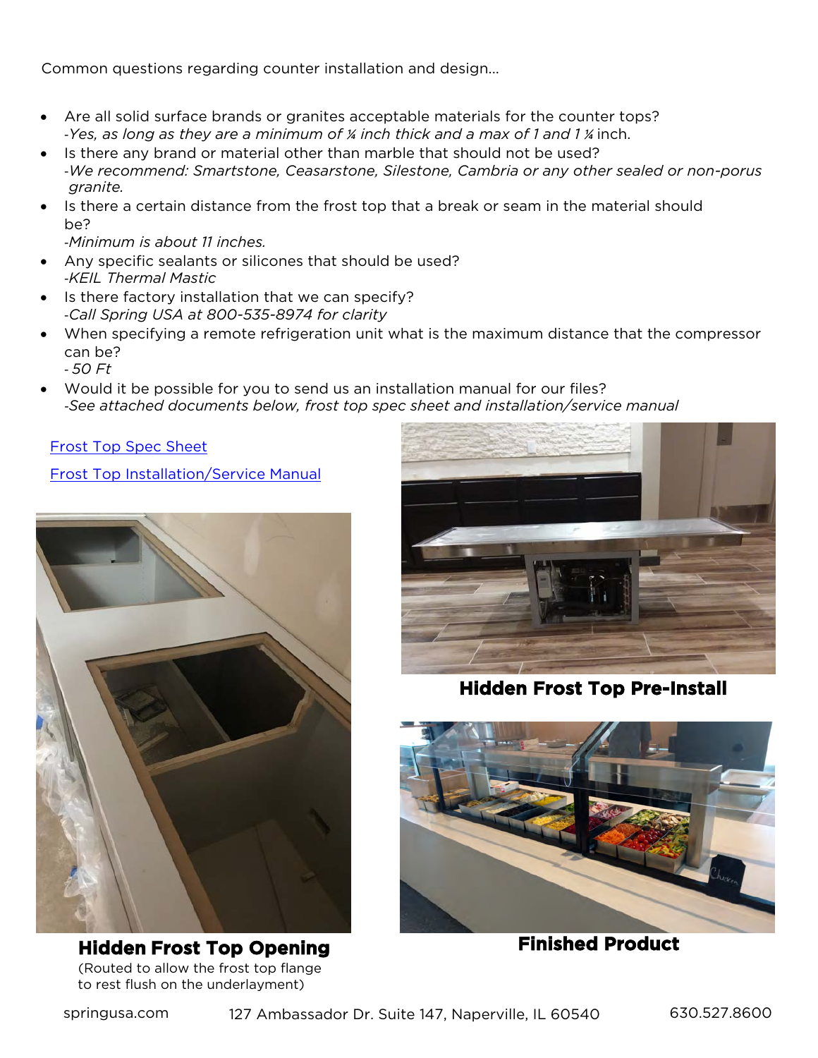Common questions regarding counter installation and design...

- Are all solid surface brands or granites acceptable materials for the counter tops?
  *-Yes, as long as they are a minimum of ¼ inch thick and a max of 1 and 1 ¼* inch.
- Is there any brand or material other than marble that should not be used?
  *-We recommend: Smartstone, Ceasarstone, Silestone, Cambria or any other sealed or non-porus granite.*
- Is there a certain distance from the frost top that a break or seam in the material should be?
  *-Minimum is about 11 inches.*
- Any specific sealants or silicones that should be used?
  *-KEIL Thermal Mastic*
- Is there factory installation that we can specify?
  *-Call Spring USA at 800-535-8974 for clarity*
- When specifying a remote refrigeration unit what is the maximum distance that the compressor can be?
  *- 50 Ft*
- Would it be possible for you to send us an installation manual for our files?
  *-See attached documents below, frost top spec sheet and installation/service manual*

Frost Top Spec Sheet

Frost Top Installation/Service Manual

**Hidden Frost Top Pre-Install**

**Hidden Frost Top Opening**
(Routed to allow the frost top flange to rest flush on the underlayment)

**Finished Product**

springusa.com    127 Ambassador Dr. Suite 147, Naperville, IL 60540    630.527.8600